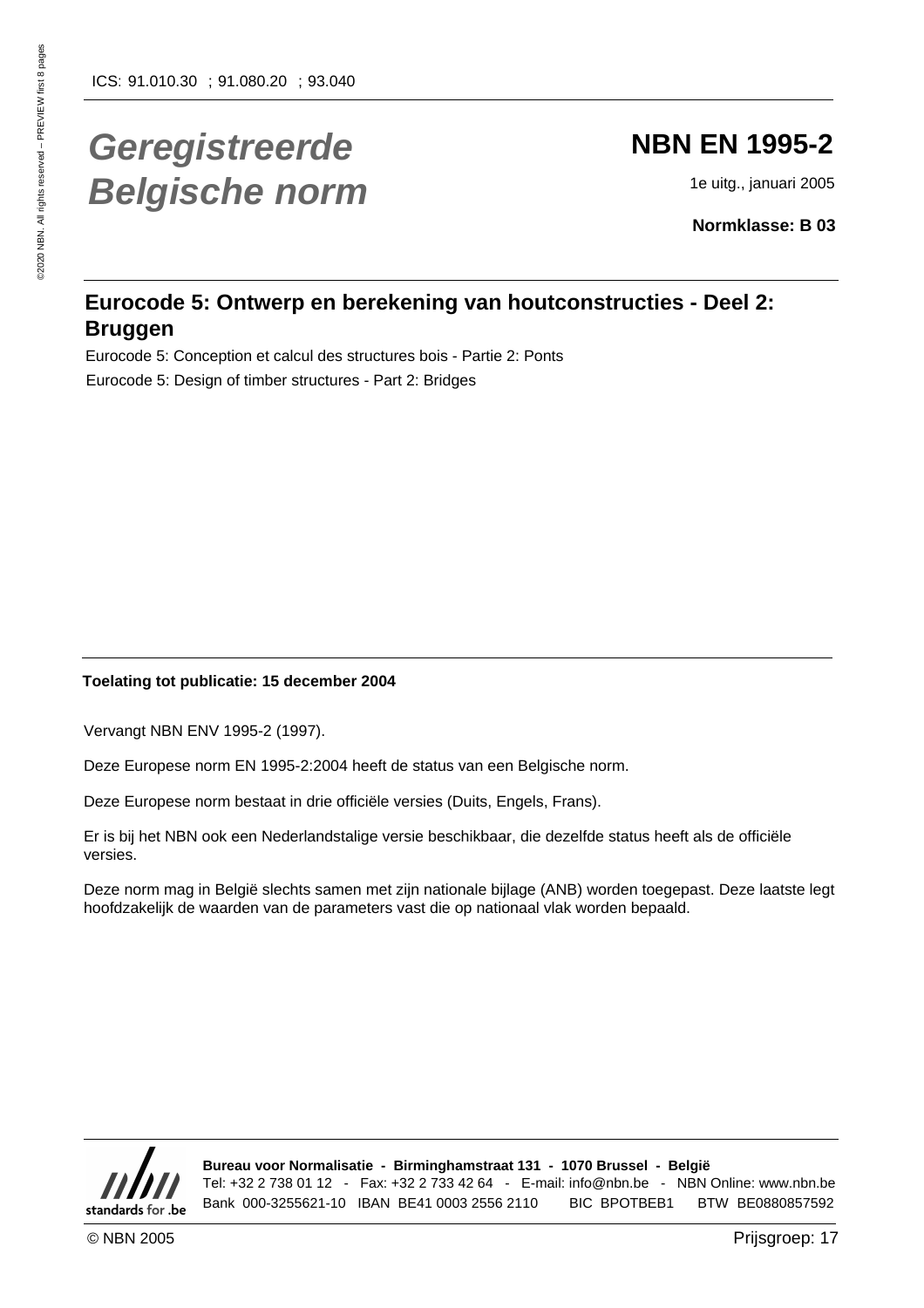ICS: 91.010.30 ; 91.080.20 ; 93.040

# *Geregistreerde Belgische norm*

## NBN EN 1995-2

1e uitg., januari 2005

**Normklasse: B 03**

## Eurocode 5: Ontwerp en berekening van houtconstructies - Deel 2: Bruggen

Eurocode 5: Conception et calcul des structures bois - Partie 2: Ponts

Eurocode 5: Design of timber structures - Part 2: Bridges

**Toelating tot publicatie: 15 december 2004**

Vervangt NBN ENV 1995-2 (1997).

Deze Europese norm EN 1995-2:2004 heeft de status van een Belgische norm.

Deze Europese norm bestaat in drie officiële versies (Duits, Engels, Frans).

Er is bij het NBN ook een Nederlandstalige versie beschikbaar, die dezelfde status heeft als de officiële versies.

Deze norm mag in België slechts samen met zijn nationale bijlage (ANB) worden toegepast. Deze laatste legt hoofdzakelijk de waarden van de parameters vast die op nationaal vlak worden bepaald.

standards for .be

**Bureau voor Normalisatie - Birminghamstraat 131 - 1070 Brussel - België**

Tel: +32 2 738 01 12 - Fax: +32 2 733 42 64 - E-mail: info@nbn.be - NBN Online: www.nbn.be

Bank 000-3255621-10 IBAN BE41 0003 2556 2110 BIC BPOTBEB1 BTW BE0880857592

© NBN 2005

Prijsgroep: 17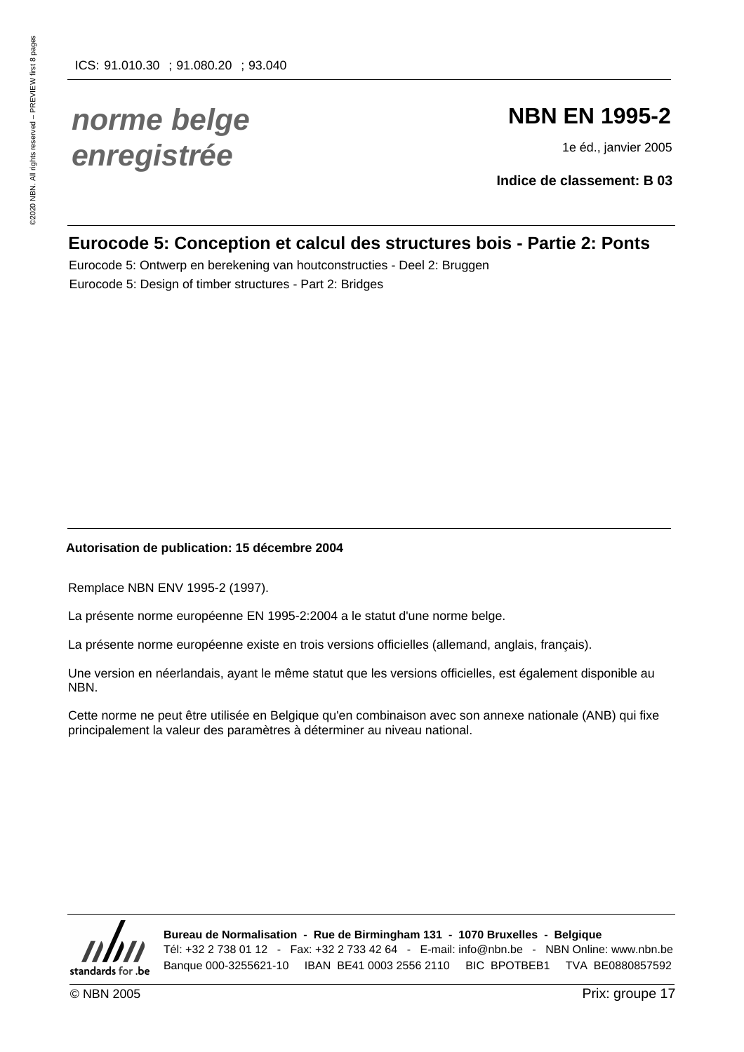ICS: 91.010.30 ; 91.080.20 ; 93.040

# *norme belge enregistrée*

## NBN EN 1995-2

1e éd., janvier 2005

**Indice de classement: B 03**

## Eurocode 5: Conception et calcul des structures bois - Partie 2: Ponts

Eurocode 5: Ontwerp en berekening van houtconstructies - Deel 2: Bruggen

Eurocode 5: Design of timber structures - Part 2: Bridges

**Autorisation de publication: 15 décembre 2004**

Remplace NBN ENV 1995-2 (1997).

La présente norme européenne EN 1995-2:2004 a le statut d'une norme belge.

La présente norme européenne existe en trois versions officielles (allemand, anglais, français).

Une version en néerlandais, ayant le même statut que les versions officielles, est également disponible au NBN.

Cette norme ne peut être utilisée en Belgique qu'en combinaison avec son annexe nationale (ANB) qui fixe principalement la valeur des paramètres à déterminer au niveau national.

**Bureau de Normalisation - Rue de Birmingham 131 - 1070 Bruxelles - Belgique**

Tél: +32 2 738 01 12 - Fax: +32 2 733 42 64 - E-mail: info@nbn.be - NBN Online: www.nbn.be

Banque 000-3255621-10 IBAN BE41 0003 2556 2110 BIC BPOTBEB1 TVA BE0880857592

© NBN 2005

Prix: groupe 17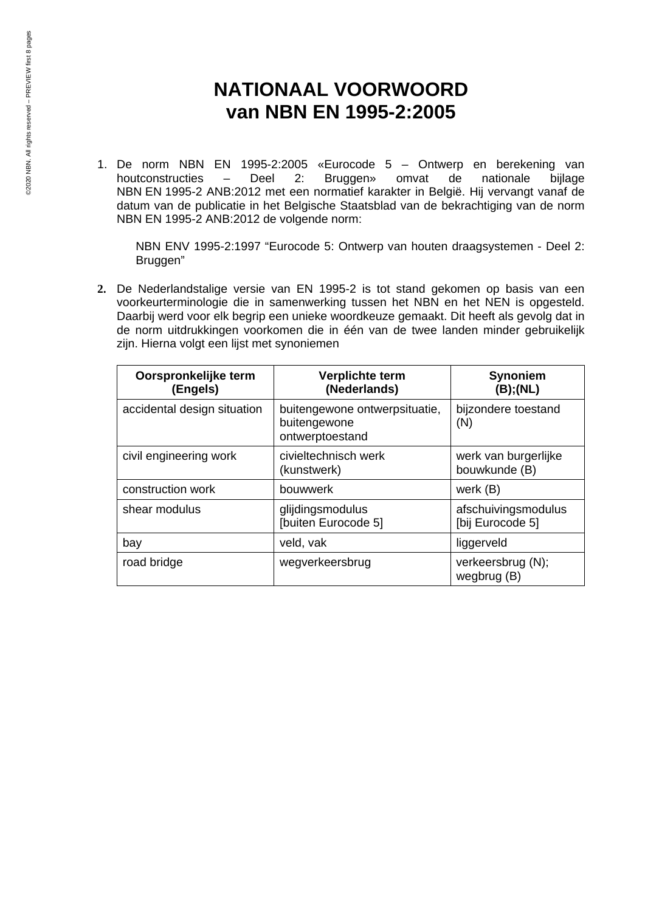# NATIONAAL VOORWOORD van NBN EN 1995-2:2005

1. De norm NBN EN 1995-2:2005 «Eurocode 5 – Ontwerp en berekening van houtconstructies – Deel 2: Bruggen» omvat de nationale bijlage NBN EN 1995-2 ANB:2012 met een normatief karakter in België. Hij vervangt vanaf de datum van de publicatie in het Belgische Staatsblad van de bekrachtiging van de norm NBN EN 1995-2 ANB:2012 de volgende norm:

   NBN ENV 1995-2:1997 "Eurocode 5: Ontwerp van houten draagsystemen - Deel 2: Bruggen"

2. De Nederlandstalige versie van EN 1995-2 is tot stand gekomen op basis van een voorkeurterminologie die in samenwerking tussen het NBN en het NEN is opgesteld. Daarbij werd voor elk begrip een unieke woordkeuze gemaakt. Dit heeft als gevolg dat in de norm uitdrukkingen voorkomen die in één van de twee landen minder gebruikelijk zijn. Hierna volgt een lijst met synoniemen

| Oorspronkelijke term (Engels) | Verplichte term (Nederlands) | Synoniem (B);(NL) |
|---|---|---|
| accidental design situation | buitengewone ontwerpsituatie, buitengewone ontwerptoestand | bijzondere toestand (N) |
| civil engineering work | civieltechnisch werk (kunstwerk) | werk van burgerlijke bouwkunde (B) |
| construction work | bouwwerk | werk (B) |
| shear modulus | glijdingsmodulus [buiten Eurocode 5] | afschuivingsmodulus [bij Eurocode 5] |
| bay | veld, vak | liggerveld |
| road bridge | wegverkeersbrug | verkeersbrug (N); wegbrug (B) |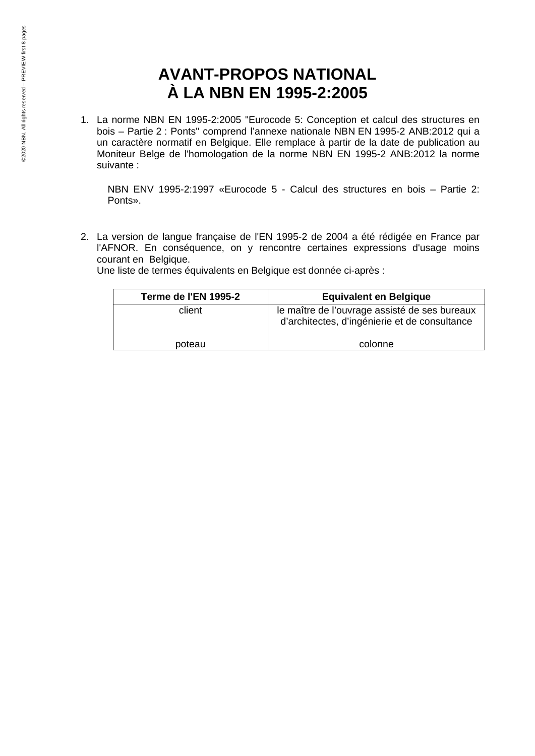# AVANT-PROPOS NATIONAL À LA NBN EN 1995-2:2005

1. La norme NBN EN 1995-2:2005 "Eurocode 5: Conception et calcul des structures en bois – Partie 2 : Ponts" comprend l'annexe nationale NBN EN 1995-2 ANB:2012 qui a un caractère normatif en Belgique. Elle remplace à partir de la date de publication au Moniteur Belge de l'homologation de la norme NBN EN 1995-2 ANB:2012 la norme suivante :

   NBN ENV 1995-2:1997 «Eurocode 5 - Calcul des structures en bois – Partie 2: Ponts».

2. La version de langue française de l'EN 1995-2 de 2004 a été rédigée en France par l'AFNOR. En conséquence, on y rencontre certaines expressions d'usage moins courant en Belgique.
   Une liste de termes équivalents en Belgique est donnée ci-après :

| Terme de l'EN 1995-2 | Equivalent en Belgique |
|---|---|
| client | le maître de l'ouvrage assisté de ses bureaux d'architectes, d'ingénierie et de consultance |
| poteau | colonne |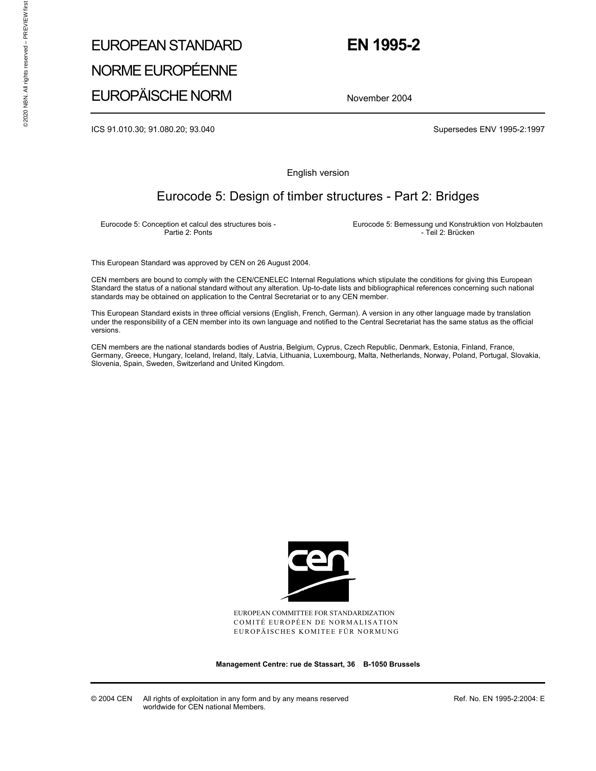# EUROPEAN STANDARD
# NORME EUROPÉENNE
# EUROPÄISCHE NORM

# EN 1995-2

November 2004

ICS 91.010.30; 91.080.20; 93.040

Supersedes ENV 1995-2:1997

English version

## Eurocode 5: Design of timber structures - Part 2: Bridges

Eurocode 5: Conception et calcul des structures bois - Partie 2: Ponts

Eurocode 5: Bemessung und Konstruktion von Holzbauten - Teil 2: Brücken

This European Standard was approved by CEN on 26 August 2004.

CEN members are bound to comply with the CEN/CENELEC Internal Regulations which stipulate the conditions for giving this European Standard the status of a national standard without any alteration. Up-to-date lists and bibliographical references concerning such national standards may be obtained on application to the Central Secretariat or to any CEN member.

This European Standard exists in three official versions (English, French, German). A version in any other language made by translation under the responsibility of a CEN member into its own language and notified to the Central Secretariat has the same status as the official versions.

CEN members are the national standards bodies of Austria, Belgium, Cyprus, Czech Republic, Denmark, Estonia, Finland, France, Germany, Greece, Hungary, Iceland, Ireland, Italy, Latvia, Lithuania, Luxembourg, Malta, Netherlands, Norway, Poland, Portugal, Slovakia, Slovenia, Spain, Sweden, Switzerland and United Kingdom.

EUROPEAN COMMITTEE FOR STANDARDIZATION
COMITÉ EUROPÉEN DE NORMALISATION
EUROPÄISCHES KOMITEE FÜR NORMUNG

**Management Centre: rue de Stassart, 36 B-1050 Brussels**

© 2004 CEN All rights of exploitation in any form and by any means reserved worldwide for CEN national Members.

Ref. No. EN 1995-2:2004: E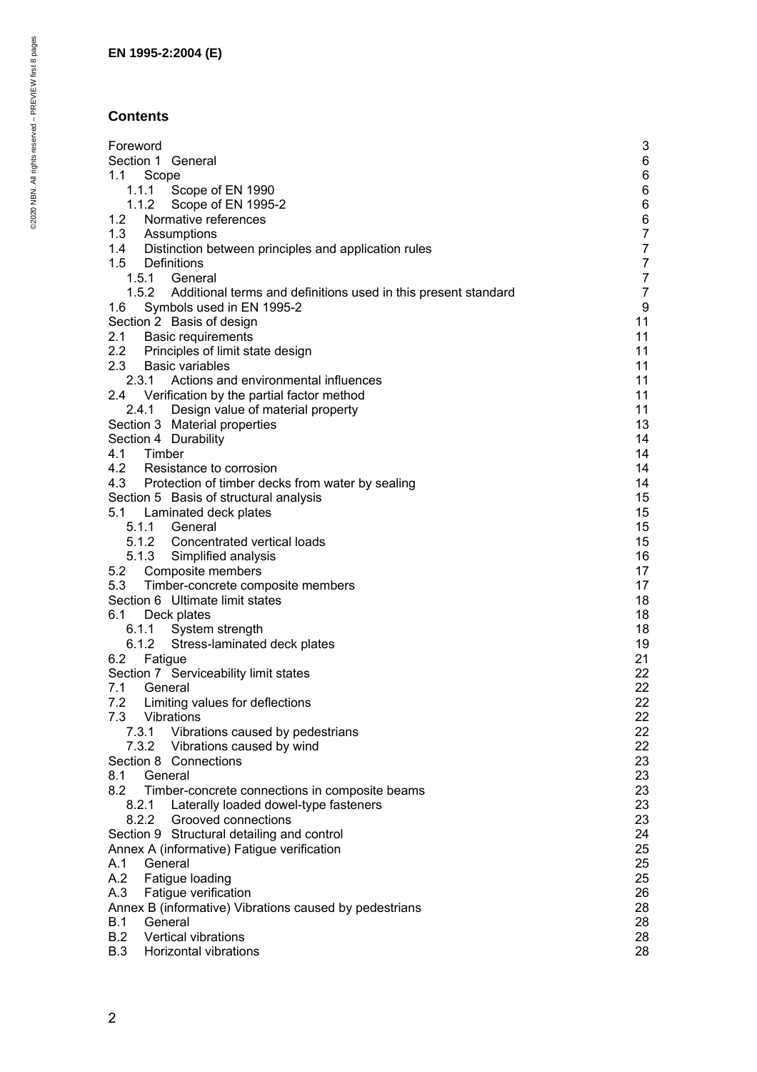## Contents

Foreword 3
Section 1 General 6
1.1 Scope 6
1.1.1 Scope of EN 1990 6
1.1.2 Scope of EN 1995-2 6
1.2 Normative references 6
1.3 Assumptions 7
1.4 Distinction between principles and application rules 7
1.5 Definitions 7
1.5.1 General 7
1.5.2 Additional terms and definitions used in this present standard 7
1.6 Symbols used in EN 1995-2 9
Section 2 Basis of design 11
2.1 Basic requirements 11
2.2 Principles of limit state design 11
2.3 Basic variables 11
2.3.1 Actions and environmental influences 11
2.4 Verification by the partial factor method 11
2.4.1 Design value of material property 11
Section 3 Material properties 13
Section 4 Durability 14
4.1 Timber 14
4.2 Resistance to corrosion 14
4.3 Protection of timber decks from water by sealing 14
Section 5 Basis of structural analysis 15
5.1 Laminated deck plates 15
5.1.1 General 15
5.1.2 Concentrated vertical loads 15
5.1.3 Simplified analysis 16
5.2 Composite members 17
5.3 Timber-concrete composite members 17
Section 6 Ultimate limit states 18
6.1 Deck plates 18
6.1.1 System strength 18
6.1.2 Stress-laminated deck plates 19
6.2 Fatigue 21
Section 7 Serviceability limit states 22
7.1 General 22
7.2 Limiting values for deflections 22
7.3 Vibrations 22
7.3.1 Vibrations caused by pedestrians 22
7.3.2 Vibrations caused by wind 22
Section 8 Connections 23
8.1 General 23
8.2 Timber-concrete connections in composite beams 23
8.2.1 Laterally loaded dowel-type fasteners 23
8.2.2 Grooved connections 23
Section 9 Structural detailing and control 24
Annex A (informative) Fatigue verification 25
A.1 General 25
A.2 Fatigue loading 25
A.3 Fatigue verification 26
Annex B (informative) Vibrations caused by pedestrians 28
B.1 General 28
B.2 Vertical vibrations 28
B.3 Horizontal vibrations 28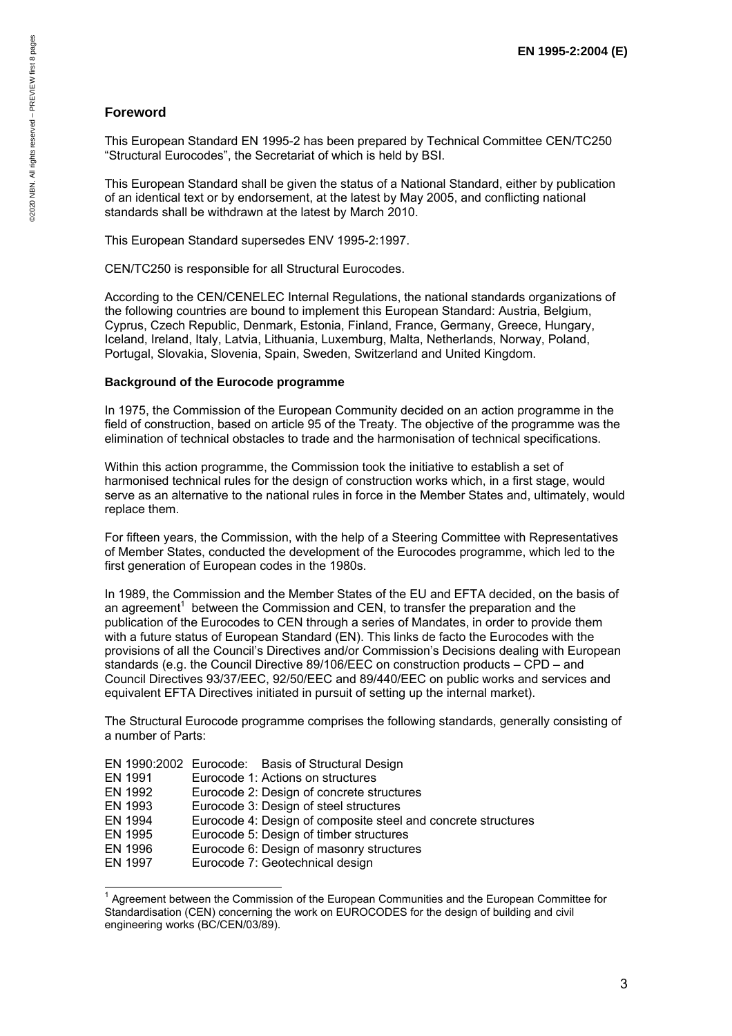## Foreword

This European Standard EN 1995-2 has been prepared by Technical Committee CEN/TC250 "Structural Eurocodes", the Secretariat of which is held by BSI.

This European Standard shall be given the status of a National Standard, either by publication of an identical text or by endorsement, at the latest by May 2005, and conflicting national standards shall be withdrawn at the latest by March 2010.

This European Standard supersedes ENV 1995-2:1997.

CEN/TC250 is responsible for all Structural Eurocodes.

According to the CEN/CENELEC Internal Regulations, the national standards organizations of the following countries are bound to implement this European Standard: Austria, Belgium, Cyprus, Czech Republic, Denmark, Estonia, Finland, France, Germany, Greece, Hungary, Iceland, Ireland, Italy, Latvia, Lithuania, Luxemburg, Malta, Netherlands, Norway, Poland, Portugal, Slovakia, Slovenia, Spain, Sweden, Switzerland and United Kingdom.

### Background of the Eurocode programme

In 1975, the Commission of the European Community decided on an action programme in the field of construction, based on article 95 of the Treaty. The objective of the programme was the elimination of technical obstacles to trade and the harmonisation of technical specifications.

Within this action programme, the Commission took the initiative to establish a set of harmonised technical rules for the design of construction works which, in a first stage, would serve as an alternative to the national rules in force in the Member States and, ultimately, would replace them.

For fifteen years, the Commission, with the help of a Steering Committee with Representatives of Member States, conducted the development of the Eurocodes programme, which led to the first generation of European codes in the 1980s.

In 1989, the Commission and the Member States of the EU and EFTA decided, on the basis of an agreement[1] between the Commission and CEN, to transfer the preparation and the publication of the Eurocodes to CEN through a series of Mandates, in order to provide them with a future status of European Standard (EN). This links de facto the Eurocodes with the provisions of all the Council's Directives and/or Commission's Decisions dealing with European standards (e.g. the Council Directive 89/106/EEC on construction products – CPD – and Council Directives 93/37/EEC, 92/50/EEC and 89/440/EEC on public works and services and equivalent EFTA Directives initiated in pursuit of setting up the internal market).

The Structural Eurocode programme comprises the following standards, generally consisting of a number of Parts:

EN 1990:2002 Eurocode: Basis of Structural Design
EN 1991 Eurocode 1: Actions on structures
EN 1992 Eurocode 2: Design of concrete structures
EN 1993 Eurocode 3: Design of steel structures
EN 1994 Eurocode 4: Design of composite steel and concrete structures
EN 1995 Eurocode 5: Design of timber structures
EN 1996 Eurocode 6: Design of masonry structures
EN 1997 Eurocode 7: Geotechnical design

[1] Agreement between the Commission of the European Communities and the European Committee for Standardisation (CEN) concerning the work on EUROCODES for the design of building and civil engineering works (BC/CEN/03/89).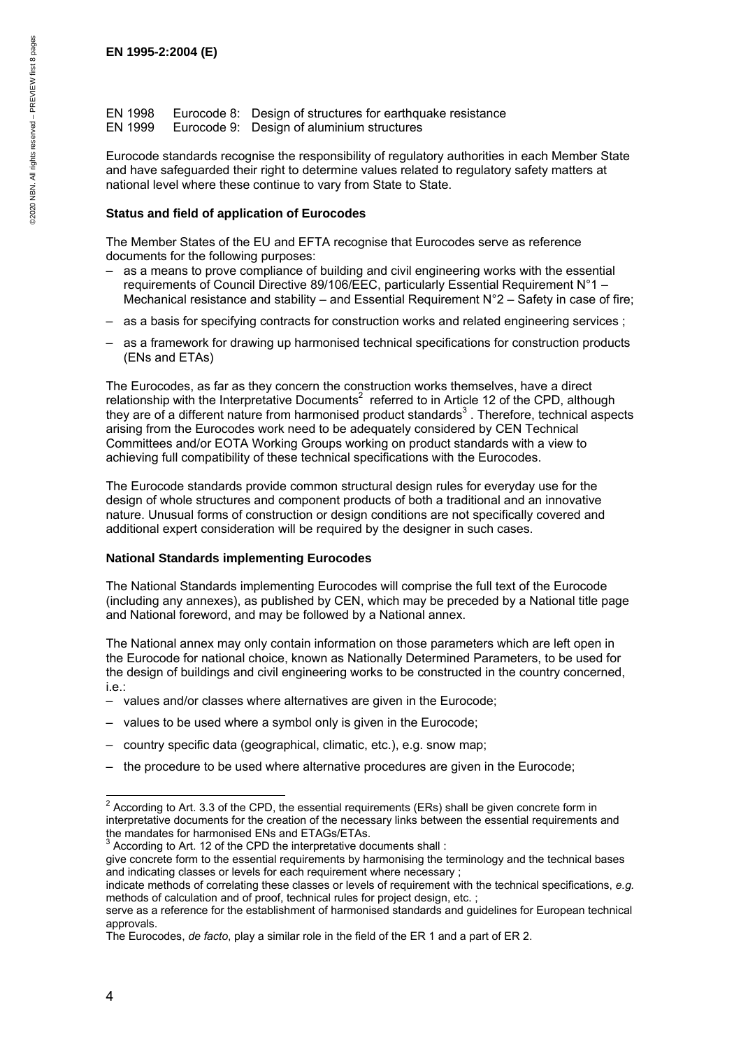EN 1998 Eurocode 8: Design of structures for earthquake resistance
EN 1999 Eurocode 9: Design of aluminium structures

Eurocode standards recognise the responsibility of regulatory authorities in each Member State and have safeguarded their right to determine values related to regulatory safety matters at national level where these continue to vary from State to State.

**Status and field of application of Eurocodes**

The Member States of the EU and EFTA recognise that Eurocodes serve as reference documents for the following purposes:

– as a means to prove compliance of building and civil engineering works with the essential requirements of Council Directive 89/106/EEC, particularly Essential Requirement N°1 – Mechanical resistance and stability – and Essential Requirement N°2 – Safety in case of fire;

– as a basis for specifying contracts for construction works and related engineering services ;

– as a framework for drawing up harmonised technical specifications for construction products (ENs and ETAs)

The Eurocodes, as far as they concern the construction works themselves, have a direct relationship with the Interpretative Documents[2] referred to in Article 12 of the CPD, although they are of a different nature from harmonised product standards[3] . Therefore, technical aspects arising from the Eurocodes work need to be adequately considered by CEN Technical Committees and/or EOTA Working Groups working on product standards with a view to achieving full compatibility of these technical specifications with the Eurocodes.

The Eurocode standards provide common structural design rules for everyday use for the design of whole structures and component products of both a traditional and an innovative nature. Unusual forms of construction or design conditions are not specifically covered and additional expert consideration will be required by the designer in such cases.

**National Standards implementing Eurocodes**

The National Standards implementing Eurocodes will comprise the full text of the Eurocode (including any annexes), as published by CEN, which may be preceded by a National title page and National foreword, and may be followed by a National annex.

The National annex may only contain information on those parameters which are left open in the Eurocode for national choice, known as Nationally Determined Parameters, to be used for the design of buildings and civil engineering works to be constructed in the country concerned, i.e.:

– values and/or classes where alternatives are given in the Eurocode;

– values to be used where a symbol only is given in the Eurocode;

– country specific data (geographical, climatic, etc.), e.g. snow map;

– the procedure to be used where alternative procedures are given in the Eurocode;

---

[2] According to Art. 3.3 of the CPD, the essential requirements (ERs) shall be given concrete form in interpretative documents for the creation of the necessary links between the essential requirements and the mandates for harmonised ENs and ETAGs/ETAs.

[3] According to Art. 12 of the CPD the interpretative documents shall :

give concrete form to the essential requirements by harmonising the terminology and the technical bases and indicating classes or levels for each requirement where necessary ;

indicate methods of correlating these classes or levels of requirement with the technical specifications, *e.g.* methods of calculation and of proof, technical rules for project design, etc. ;

serve as a reference for the establishment of harmonised standards and guidelines for European technical approvals.

The Eurocodes, *de facto*, play a similar role in the field of the ER 1 and a part of ER 2.